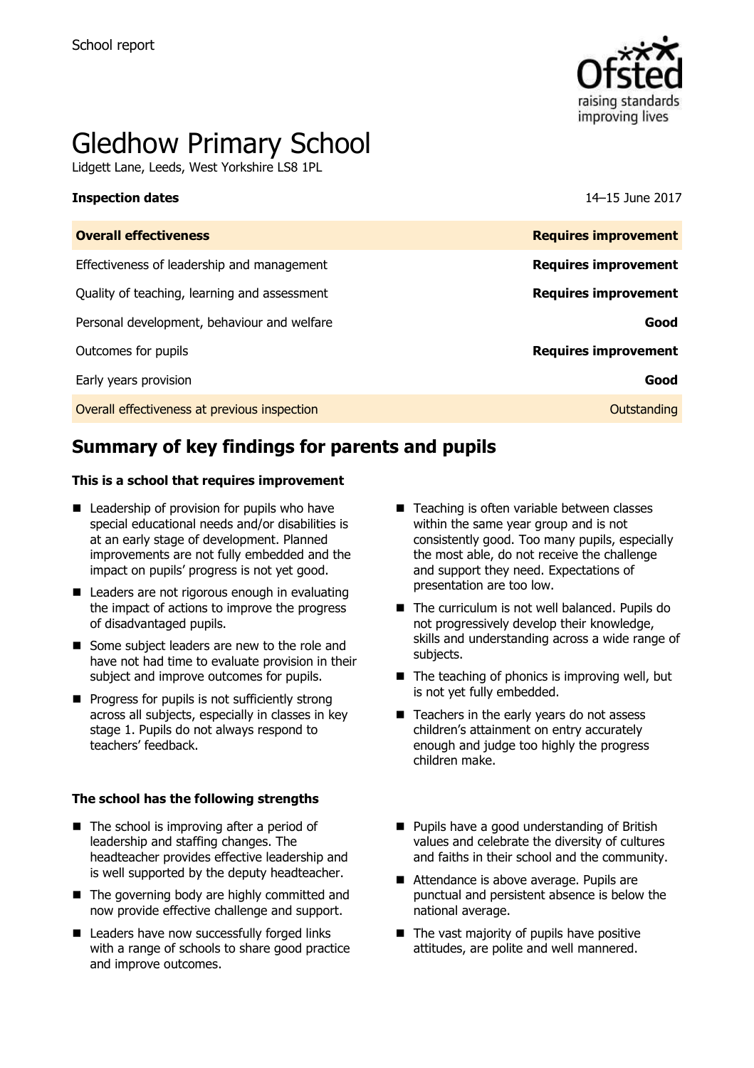School report

# Gledhow Primary School

Lidgett Lane, Leeds, West Yorkshire LS8 1PL

| **Inspection dates** | 14–15 June 2017 |
| --- | --- |
| **Overall effectiveness** | **Requires improvement** |
| Effectiveness of leadership and management | **Requires improvement** |
| Quality of teaching, learning and assessment | **Requires improvement** |
| Personal development, behaviour and welfare | **Good** |
| Outcomes for pupils | **Requires improvement** |
| Early years provision | **Good** |
| Overall effectiveness at previous inspection | Outstanding |

## Summary of key findings for parents and pupils

### This is a school that requires improvement

- Leadership of provision for pupils who have special educational needs and/or disabilities is at an early stage of development. Planned improvements are not fully embedded and the impact on pupils' progress is not yet good.
- Leaders are not rigorous enough in evaluating the impact of actions to improve the progress of disadvantaged pupils.
- Some subject leaders are new to the role and have not had time to evaluate provision in their subject and improve outcomes for pupils.
- Progress for pupils is not sufficiently strong across all subjects, especially in classes in key stage 1. Pupils do not always respond to teachers' feedback.
- Teaching is often variable between classes within the same year group and is not consistently good. Too many pupils, especially the most able, do not receive the challenge and support they need. Expectations of presentation are too low.
- The curriculum is not well balanced. Pupils do not progressively develop their knowledge, skills and understanding across a wide range of subjects.
- The teaching of phonics is improving well, but is not yet fully embedded.
- Teachers in the early years do not assess children's attainment on entry accurately enough and judge too highly the progress children make.

### The school has the following strengths

- The school is improving after a period of leadership and staffing changes. The headteacher provides effective leadership and is well supported by the deputy headteacher.
- The governing body are highly committed and now provide effective challenge and support.
- Leaders have now successfully forged links with a range of schools to share good practice and improve outcomes.
- Pupils have a good understanding of British values and celebrate the diversity of cultures and faiths in their school and the community.
- Attendance is above average. Pupils are punctual and persistent absence is below the national average.
- The vast majority of pupils have positive attitudes, are polite and well mannered.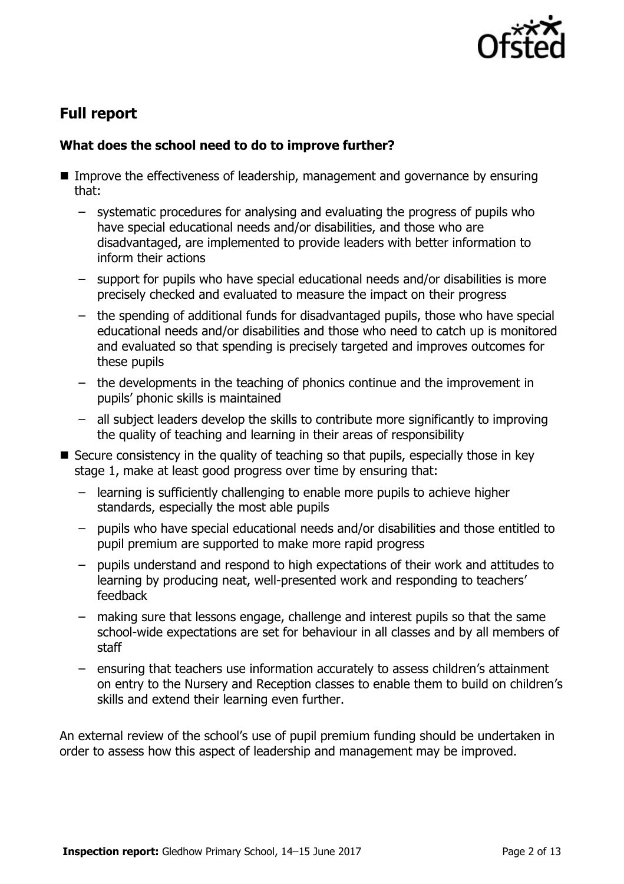## Full report

### What does the school need to do to improve further?

- Improve the effectiveness of leadership, management and governance by ensuring that:
  - systematic procedures for analysing and evaluating the progress of pupils who have special educational needs and/or disabilities, and those who are disadvantaged, are implemented to provide leaders with better information to inform their actions
  - support for pupils who have special educational needs and/or disabilities is more precisely checked and evaluated to measure the impact on their progress
  - the spending of additional funds for disadvantaged pupils, those who have special educational needs and/or disabilities and those who need to catch up is monitored and evaluated so that spending is precisely targeted and improves outcomes for these pupils
  - the developments in the teaching of phonics continue and the improvement in pupils' phonic skills is maintained
  - all subject leaders develop the skills to contribute more significantly to improving the quality of teaching and learning in their areas of responsibility
- Secure consistency in the quality of teaching so that pupils, especially those in key stage 1, make at least good progress over time by ensuring that:
  - learning is sufficiently challenging to enable more pupils to achieve higher standards, especially the most able pupils
  - pupils who have special educational needs and/or disabilities and those entitled to pupil premium are supported to make more rapid progress
  - pupils understand and respond to high expectations of their work and attitudes to learning by producing neat, well-presented work and responding to teachers' feedback
  - making sure that lessons engage, challenge and interest pupils so that the same school-wide expectations are set for behaviour in all classes and by all members of staff
  - ensuring that teachers use information accurately to assess children's attainment on entry to the Nursery and Reception classes to enable them to build on children's skills and extend their learning even further.

An external review of the school's use of pupil premium funding should be undertaken in order to assess how this aspect of leadership and management may be improved.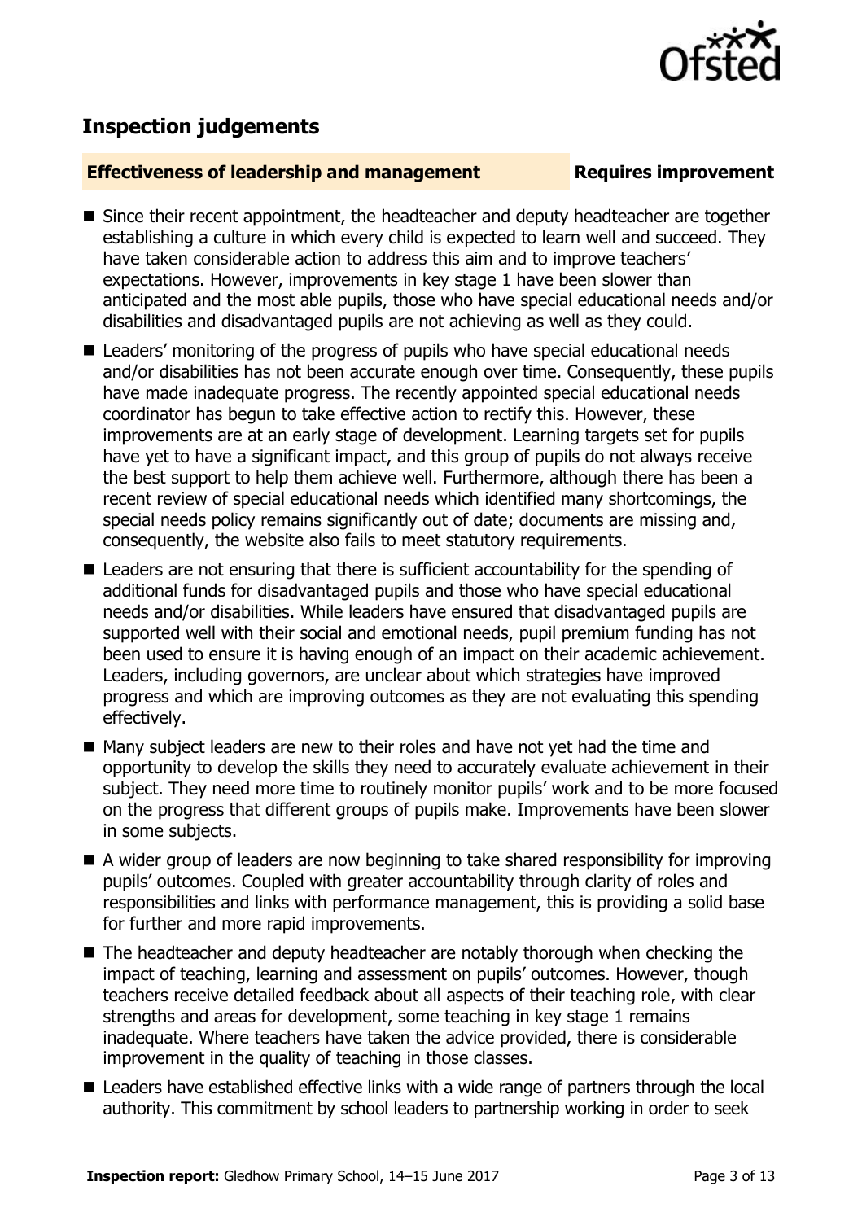## Inspection judgements

**Effectiveness of leadership and management** **Requires improvement**

- Since their recent appointment, the headteacher and deputy headteacher are together establishing a culture in which every child is expected to learn well and succeed. They have taken considerable action to address this aim and to improve teachers' expectations. However, improvements in key stage 1 have been slower than anticipated and the most able pupils, those who have special educational needs and/or disabilities and disadvantaged pupils are not achieving as well as they could.
- Leaders' monitoring of the progress of pupils who have special educational needs and/or disabilities has not been accurate enough over time. Consequently, these pupils have made inadequate progress. The recently appointed special educational needs coordinator has begun to take effective action to rectify this. However, these improvements are at an early stage of development. Learning targets set for pupils have yet to have a significant impact, and this group of pupils do not always receive the best support to help them achieve well. Furthermore, although there has been a recent review of special educational needs which identified many shortcomings, the special needs policy remains significantly out of date; documents are missing and, consequently, the website also fails to meet statutory requirements.
- Leaders are not ensuring that there is sufficient accountability for the spending of additional funds for disadvantaged pupils and those who have special educational needs and/or disabilities. While leaders have ensured that disadvantaged pupils are supported well with their social and emotional needs, pupil premium funding has not been used to ensure it is having enough of an impact on their academic achievement. Leaders, including governors, are unclear about which strategies have improved progress and which are improving outcomes as they are not evaluating this spending effectively.
- Many subject leaders are new to their roles and have not yet had the time and opportunity to develop the skills they need to accurately evaluate achievement in their subject. They need more time to routinely monitor pupils' work and to be more focused on the progress that different groups of pupils make. Improvements have been slower in some subjects.
- A wider group of leaders are now beginning to take shared responsibility for improving pupils' outcomes. Coupled with greater accountability through clarity of roles and responsibilities and links with performance management, this is providing a solid base for further and more rapid improvements.
- The headteacher and deputy headteacher are notably thorough when checking the impact of teaching, learning and assessment on pupils' outcomes. However, though teachers receive detailed feedback about all aspects of their teaching role, with clear strengths and areas for development, some teaching in key stage 1 remains inadequate. Where teachers have taken the advice provided, there is considerable improvement in the quality of teaching in those classes.
- Leaders have established effective links with a wide range of partners through the local authority. This commitment by school leaders to partnership working in order to seek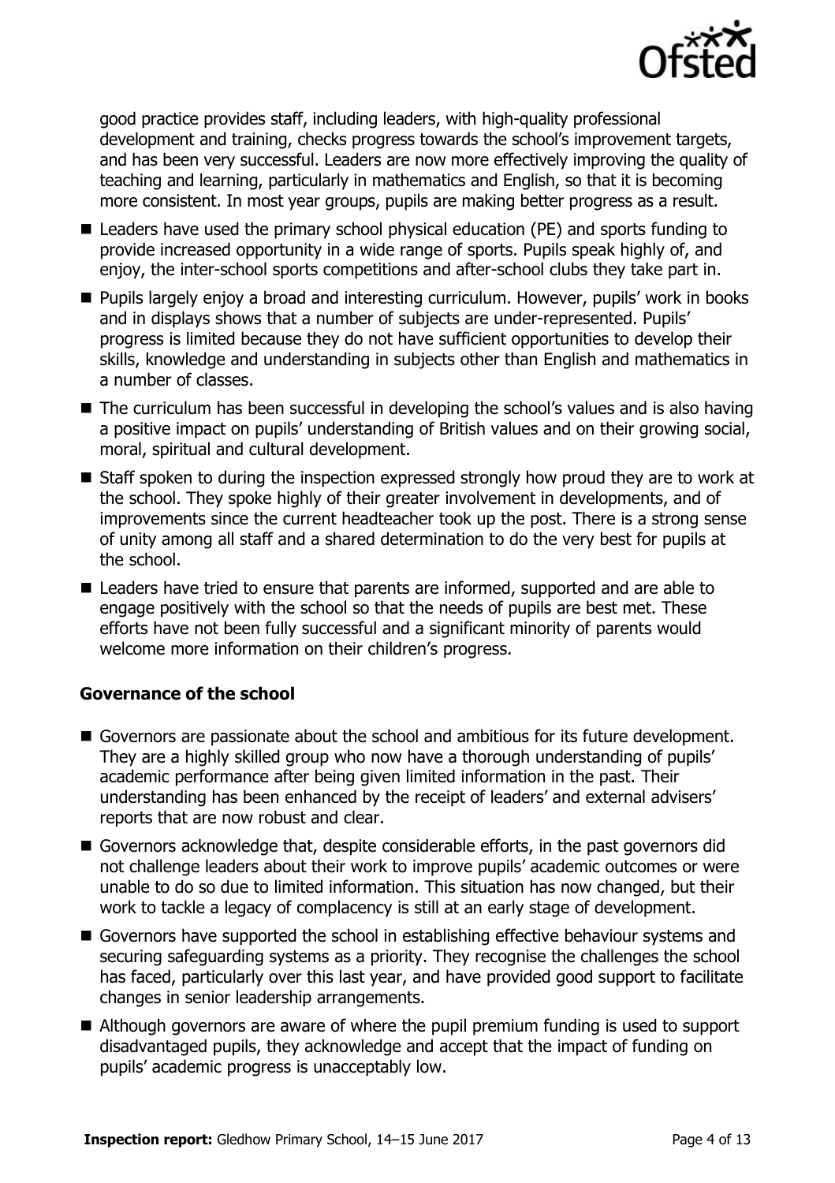good practice provides staff, including leaders, with high-quality professional development and training, checks progress towards the school's improvement targets, and has been very successful. Leaders are now more effectively improving the quality of teaching and learning, particularly in mathematics and English, so that it is becoming more consistent. In most year groups, pupils are making better progress as a result.

- Leaders have used the primary school physical education (PE) and sports funding to provide increased opportunity in a wide range of sports. Pupils speak highly of, and enjoy, the inter-school sports competitions and after-school clubs they take part in.
- Pupils largely enjoy a broad and interesting curriculum. However, pupils' work in books and in displays shows that a number of subjects are under-represented. Pupils' progress is limited because they do not have sufficient opportunities to develop their skills, knowledge and understanding in subjects other than English and mathematics in a number of classes.
- The curriculum has been successful in developing the school's values and is also having a positive impact on pupils' understanding of British values and on their growing social, moral, spiritual and cultural development.
- Staff spoken to during the inspection expressed strongly how proud they are to work at the school. They spoke highly of their greater involvement in developments, and of improvements since the current headteacher took up the post. There is a strong sense of unity among all staff and a shared determination to do the very best for pupils at the school.
- Leaders have tried to ensure that parents are informed, supported and are able to engage positively with the school so that the needs of pupils are best met. These efforts have not been fully successful and a significant minority of parents would welcome more information on their children's progress.

### Governance of the school

- Governors are passionate about the school and ambitious for its future development. They are a highly skilled group who now have a thorough understanding of pupils' academic performance after being given limited information in the past. Their understanding has been enhanced by the receipt of leaders' and external advisers' reports that are now robust and clear.
- Governors acknowledge that, despite considerable efforts, in the past governors did not challenge leaders about their work to improve pupils' academic outcomes or were unable to do so due to limited information. This situation has now changed, but their work to tackle a legacy of complacency is still at an early stage of development.
- Governors have supported the school in establishing effective behaviour systems and securing safeguarding systems as a priority. They recognise the challenges the school has faced, particularly over this last year, and have provided good support to facilitate changes in senior leadership arrangements.
- Although governors are aware of where the pupil premium funding is used to support disadvantaged pupils, they acknowledge and accept that the impact of funding on pupils' academic progress is unacceptably low.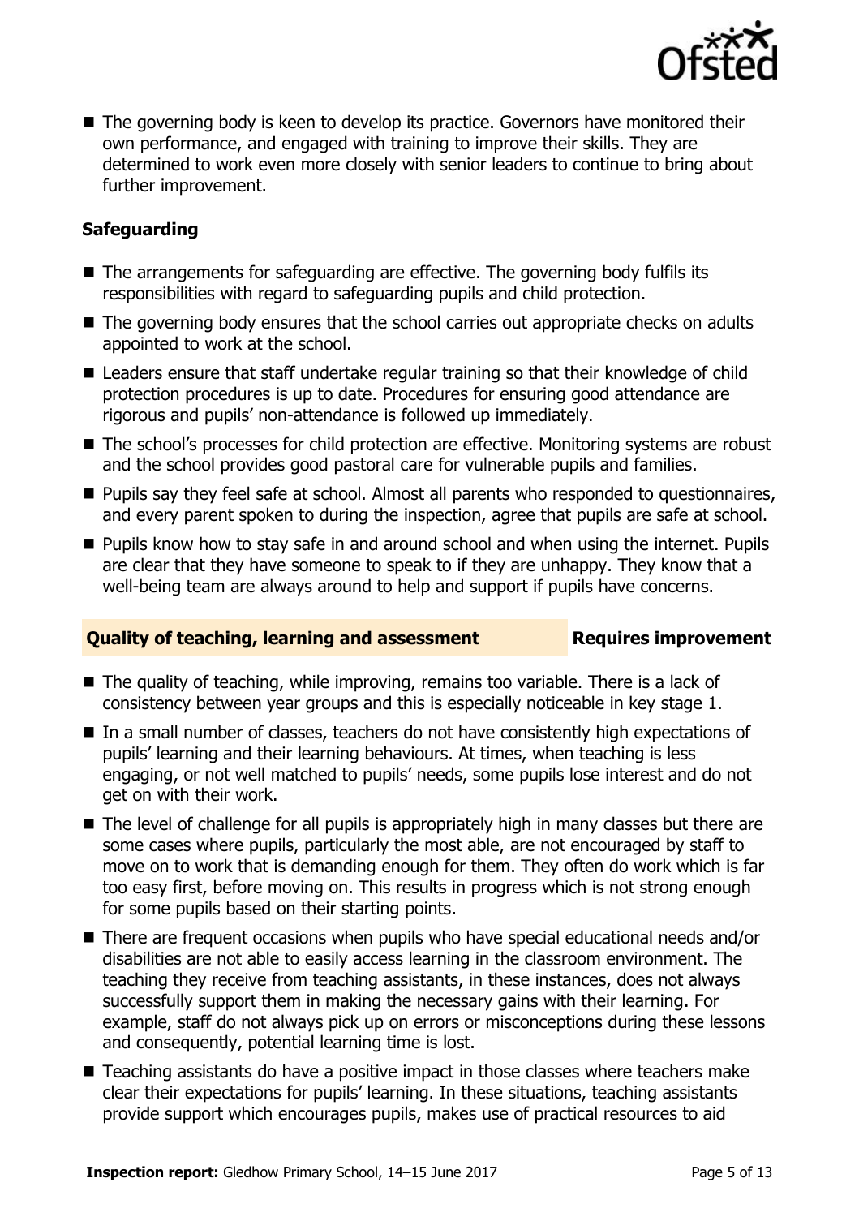- The governing body is keen to develop its practice. Governors have monitored their own performance, and engaged with training to improve their skills. They are determined to work even more closely with senior leaders to continue to bring about further improvement.

### Safeguarding

- The arrangements for safeguarding are effective. The governing body fulfils its responsibilities with regard to safeguarding pupils and child protection.
- The governing body ensures that the school carries out appropriate checks on adults appointed to work at the school.
- Leaders ensure that staff undertake regular training so that their knowledge of child protection procedures is up to date. Procedures for ensuring good attendance are rigorous and pupils' non-attendance is followed up immediately.
- The school's processes for child protection are effective. Monitoring systems are robust and the school provides good pastoral care for vulnerable pupils and families.
- Pupils say they feel safe at school. Almost all parents who responded to questionnaires, and every parent spoken to during the inspection, agree that pupils are safe at school.
- Pupils know how to stay safe in and around school and when using the internet. Pupils are clear that they have someone to speak to if they are unhappy. They know that a well-being team are always around to help and support if pupils have concerns.

## Quality of teaching, learning and assessment — Requires improvement

- The quality of teaching, while improving, remains too variable. There is a lack of consistency between year groups and this is especially noticeable in key stage 1.
- In a small number of classes, teachers do not have consistently high expectations of pupils' learning and their learning behaviours. At times, when teaching is less engaging, or not well matched to pupils' needs, some pupils lose interest and do not get on with their work.
- The level of challenge for all pupils is appropriately high in many classes but there are some cases where pupils, particularly the most able, are not encouraged by staff to move on to work that is demanding enough for them. They often do work which is far too easy first, before moving on. This results in progress which is not strong enough for some pupils based on their starting points.
- There are frequent occasions when pupils who have special educational needs and/or disabilities are not able to easily access learning in the classroom environment. The teaching they receive from teaching assistants, in these instances, does not always successfully support them in making the necessary gains with their learning. For example, staff do not always pick up on errors or misconceptions during these lessons and consequently, potential learning time is lost.
- Teaching assistants do have a positive impact in those classes where teachers make clear their expectations for pupils' learning. In these situations, teaching assistants provide support which encourages pupils, makes use of practical resources to aid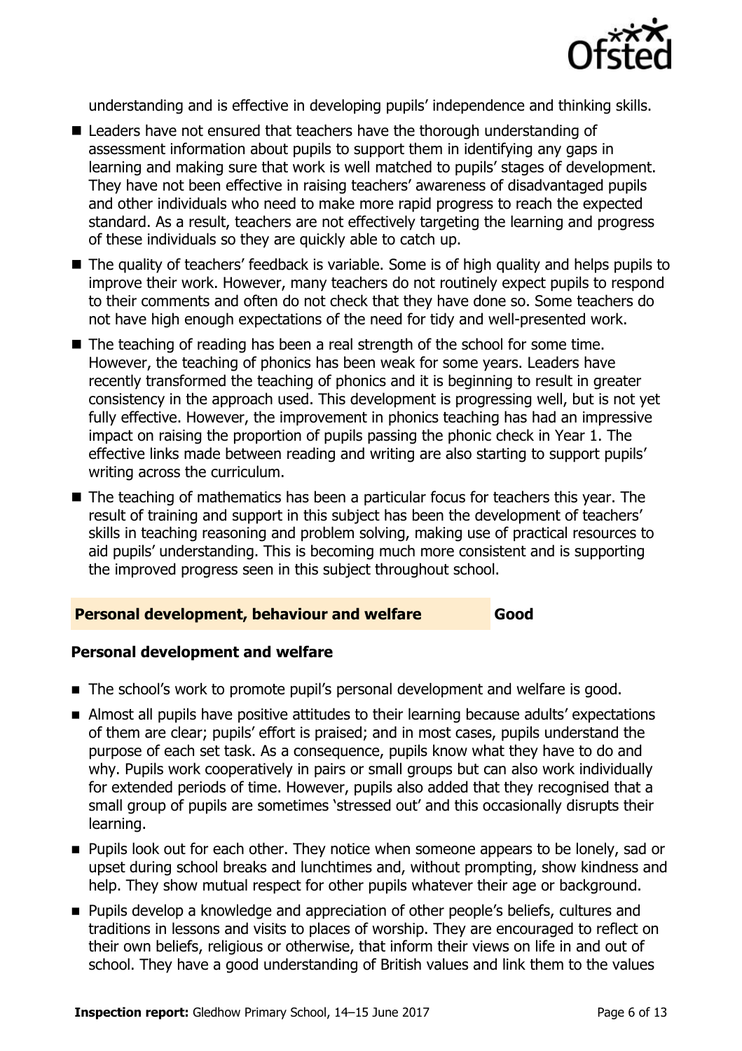understanding and is effective in developing pupils' independence and thinking skills.

- Leaders have not ensured that teachers have the thorough understanding of assessment information about pupils to support them in identifying any gaps in learning and making sure that work is well matched to pupils' stages of development. They have not been effective in raising teachers' awareness of disadvantaged pupils and other individuals who need to make more rapid progress to reach the expected standard. As a result, teachers are not effectively targeting the learning and progress of these individuals so they are quickly able to catch up.
- The quality of teachers' feedback is variable. Some is of high quality and helps pupils to improve their work. However, many teachers do not routinely expect pupils to respond to their comments and often do not check that they have done so. Some teachers do not have high enough expectations of the need for tidy and well-presented work.
- The teaching of reading has been a real strength of the school for some time. However, the teaching of phonics has been weak for some years. Leaders have recently transformed the teaching of phonics and it is beginning to result in greater consistency in the approach used. This development is progressing well, but is not yet fully effective. However, the improvement in phonics teaching has had an impressive impact on raising the proportion of pupils passing the phonic check in Year 1. The effective links made between reading and writing are also starting to support pupils' writing across the curriculum.
- The teaching of mathematics has been a particular focus for teachers this year. The result of training and support in this subject has been the development of teachers' skills in teaching reasoning and problem solving, making use of practical resources to aid pupils' understanding. This is becoming much more consistent and is supporting the improved progress seen in this subject throughout school.

## Personal development, behaviour and welfare **Good**

### Personal development and welfare

- The school's work to promote pupil's personal development and welfare is good.
- Almost all pupils have positive attitudes to their learning because adults' expectations of them are clear; pupils' effort is praised; and in most cases, pupils understand the purpose of each set task. As a consequence, pupils know what they have to do and why. Pupils work cooperatively in pairs or small groups but can also work individually for extended periods of time. However, pupils also added that they recognised that a small group of pupils are sometimes 'stressed out' and this occasionally disrupts their learning.
- Pupils look out for each other. They notice when someone appears to be lonely, sad or upset during school breaks and lunchtimes and, without prompting, show kindness and help. They show mutual respect for other pupils whatever their age or background.
- Pupils develop a knowledge and appreciation of other people's beliefs, cultures and traditions in lessons and visits to places of worship. They are encouraged to reflect on their own beliefs, religious or otherwise, that inform their views on life in and out of school. They have a good understanding of British values and link them to the values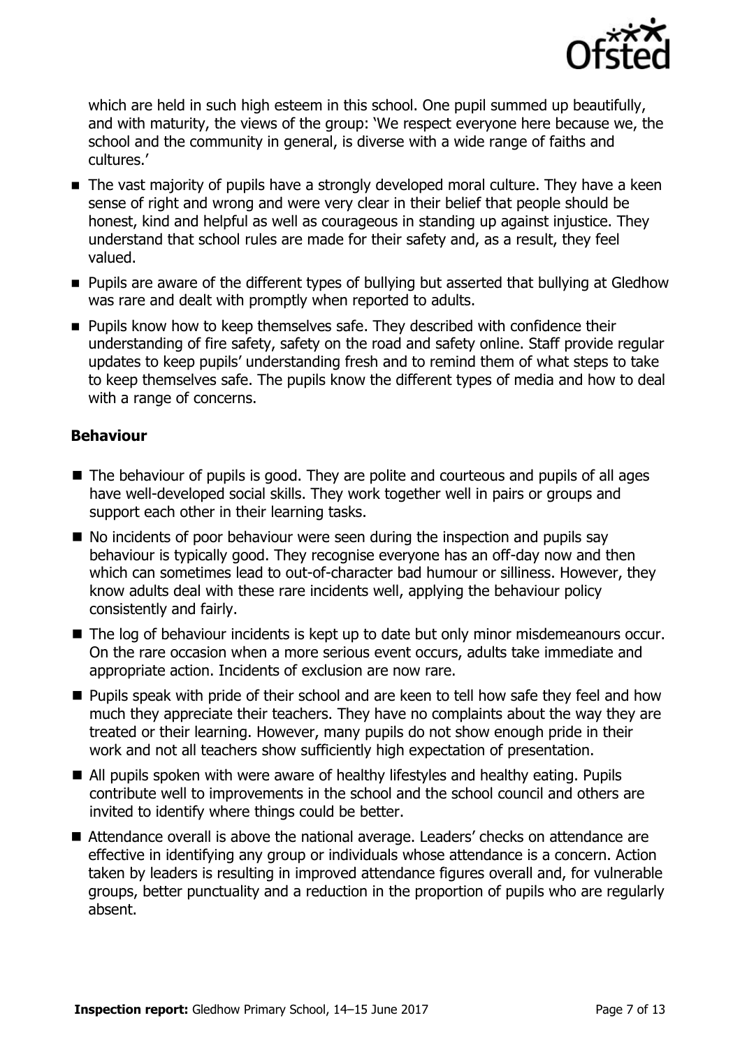which are held in such high esteem in this school. One pupil summed up beautifully, and with maturity, the views of the group: 'We respect everyone here because we, the school and the community in general, is diverse with a wide range of faiths and cultures.'

- The vast majority of pupils have a strongly developed moral culture. They have a keen sense of right and wrong and were very clear in their belief that people should be honest, kind and helpful as well as courageous in standing up against injustice. They understand that school rules are made for their safety and, as a result, they feel valued.
- Pupils are aware of the different types of bullying but asserted that bullying at Gledhow was rare and dealt with promptly when reported to adults.
- Pupils know how to keep themselves safe. They described with confidence their understanding of fire safety, safety on the road and safety online. Staff provide regular updates to keep pupils' understanding fresh and to remind them of what steps to take to keep themselves safe. The pupils know the different types of media and how to deal with a range of concerns.

### Behaviour

- The behaviour of pupils is good. They are polite and courteous and pupils of all ages have well-developed social skills. They work together well in pairs or groups and support each other in their learning tasks.
- No incidents of poor behaviour were seen during the inspection and pupils say behaviour is typically good. They recognise everyone has an off-day now and then which can sometimes lead to out-of-character bad humour or silliness. However, they know adults deal with these rare incidents well, applying the behaviour policy consistently and fairly.
- The log of behaviour incidents is kept up to date but only minor misdemeanours occur. On the rare occasion when a more serious event occurs, adults take immediate and appropriate action. Incidents of exclusion are now rare.
- Pupils speak with pride of their school and are keen to tell how safe they feel and how much they appreciate their teachers. They have no complaints about the way they are treated or their learning. However, many pupils do not show enough pride in their work and not all teachers show sufficiently high expectation of presentation.
- All pupils spoken with were aware of healthy lifestyles and healthy eating. Pupils contribute well to improvements in the school and the school council and others are invited to identify where things could be better.
- Attendance overall is above the national average. Leaders' checks on attendance are effective in identifying any group or individuals whose attendance is a concern. Action taken by leaders is resulting in improved attendance figures overall and, for vulnerable groups, better punctuality and a reduction in the proportion of pupils who are regularly absent.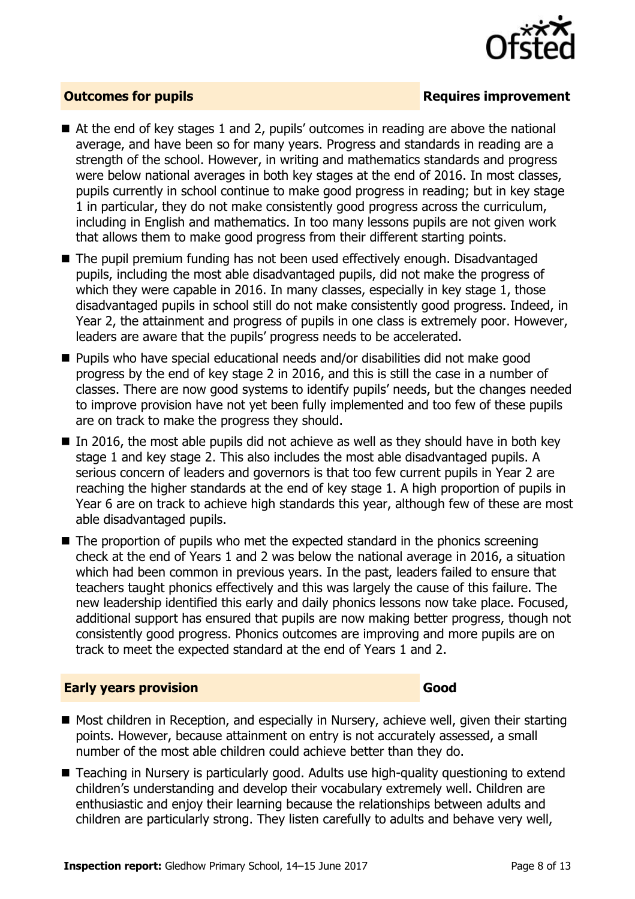## Outcomes for pupils — Requires improvement

- At the end of key stages 1 and 2, pupils' outcomes in reading are above the national average, and have been so for many years. Progress and standards in reading are a strength of the school. However, in writing and mathematics standards and progress were below national averages in both key stages at the end of 2016. In most classes, pupils currently in school continue to make good progress in reading; but in key stage 1 in particular, they do not make consistently good progress across the curriculum, including in English and mathematics. In too many lessons pupils are not given work that allows them to make good progress from their different starting points.
- The pupil premium funding has not been used effectively enough. Disadvantaged pupils, including the most able disadvantaged pupils, did not make the progress of which they were capable in 2016. In many classes, especially in key stage 1, those disadvantaged pupils in school still do not make consistently good progress. Indeed, in Year 2, the attainment and progress of pupils in one class is extremely poor. However, leaders are aware that the pupils' progress needs to be accelerated.
- Pupils who have special educational needs and/or disabilities did not make good progress by the end of key stage 2 in 2016, and this is still the case in a number of classes. There are now good systems to identify pupils' needs, but the changes needed to improve provision have not yet been fully implemented and too few of these pupils are on track to make the progress they should.
- In 2016, the most able pupils did not achieve as well as they should have in both key stage 1 and key stage 2. This also includes the most able disadvantaged pupils. A serious concern of leaders and governors is that too few current pupils in Year 2 are reaching the higher standards at the end of key stage 1. A high proportion of pupils in Year 6 are on track to achieve high standards this year, although few of these are most able disadvantaged pupils.
- The proportion of pupils who met the expected standard in the phonics screening check at the end of Years 1 and 2 was below the national average in 2016, a situation which had been common in previous years. In the past, leaders failed to ensure that teachers taught phonics effectively and this was largely the cause of this failure. The new leadership identified this early and daily phonics lessons now take place. Focused, additional support has ensured that pupils are now making better progress, though not consistently good progress. Phonics outcomes are improving and more pupils are on track to meet the expected standard at the end of Years 1 and 2.

## Early years provision — Good

- Most children in Reception, and especially in Nursery, achieve well, given their starting points. However, because attainment on entry is not accurately assessed, a small number of the most able children could achieve better than they do.
- Teaching in Nursery is particularly good. Adults use high-quality questioning to extend children's understanding and develop their vocabulary extremely well. Children are enthusiastic and enjoy their learning because the relationships between adults and children are particularly strong. They listen carefully to adults and behave very well,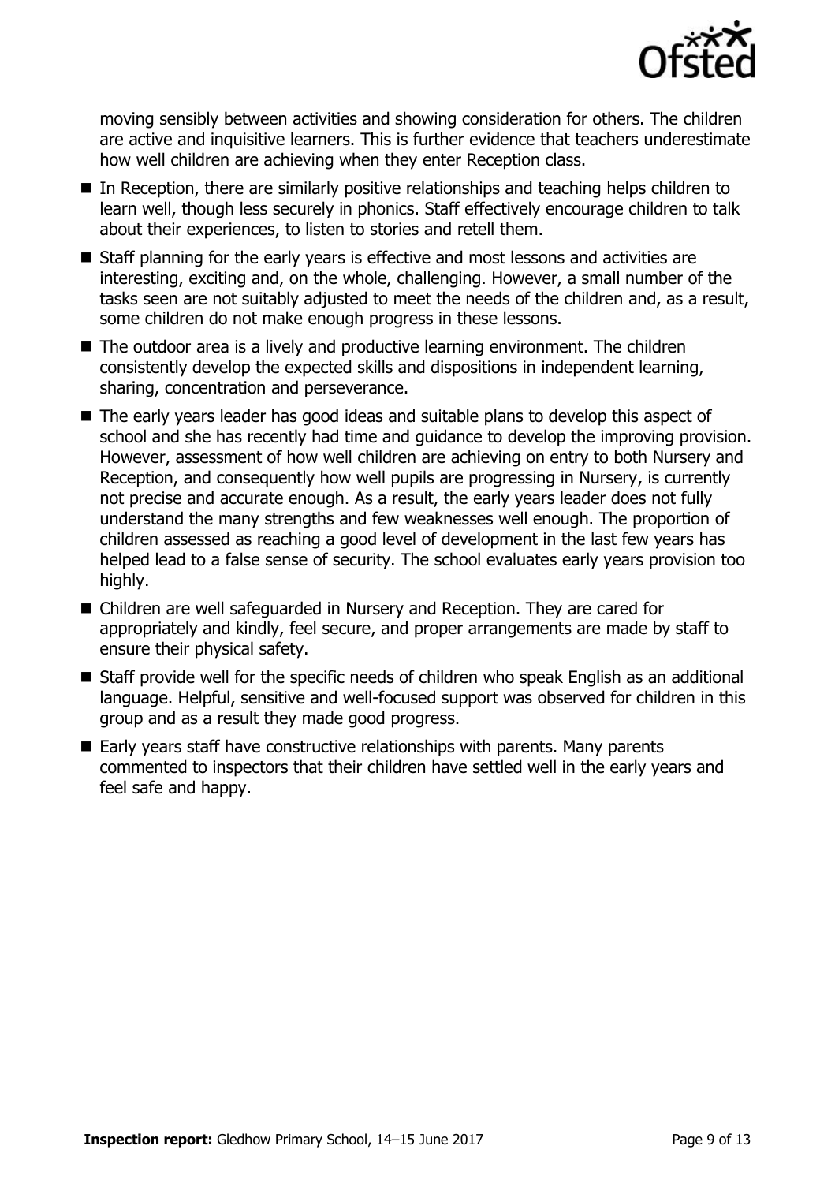moving sensibly between activities and showing consideration for others. The children are active and inquisitive learners. This is further evidence that teachers underestimate how well children are achieving when they enter Reception class.

- In Reception, there are similarly positive relationships and teaching helps children to learn well, though less securely in phonics. Staff effectively encourage children to talk about their experiences, to listen to stories and retell them.
- Staff planning for the early years is effective and most lessons and activities are interesting, exciting and, on the whole, challenging. However, a small number of the tasks seen are not suitably adjusted to meet the needs of the children and, as a result, some children do not make enough progress in these lessons.
- The outdoor area is a lively and productive learning environment. The children consistently develop the expected skills and dispositions in independent learning, sharing, concentration and perseverance.
- The early years leader has good ideas and suitable plans to develop this aspect of school and she has recently had time and guidance to develop the improving provision. However, assessment of how well children are achieving on entry to both Nursery and Reception, and consequently how well pupils are progressing in Nursery, is currently not precise and accurate enough. As a result, the early years leader does not fully understand the many strengths and few weaknesses well enough. The proportion of children assessed as reaching a good level of development in the last few years has helped lead to a false sense of security. The school evaluates early years provision too highly.
- Children are well safeguarded in Nursery and Reception. They are cared for appropriately and kindly, feel secure, and proper arrangements are made by staff to ensure their physical safety.
- Staff provide well for the specific needs of children who speak English as an additional language. Helpful, sensitive and well-focused support was observed for children in this group and as a result they made good progress.
- Early years staff have constructive relationships with parents. Many parents commented to inspectors that their children have settled well in the early years and feel safe and happy.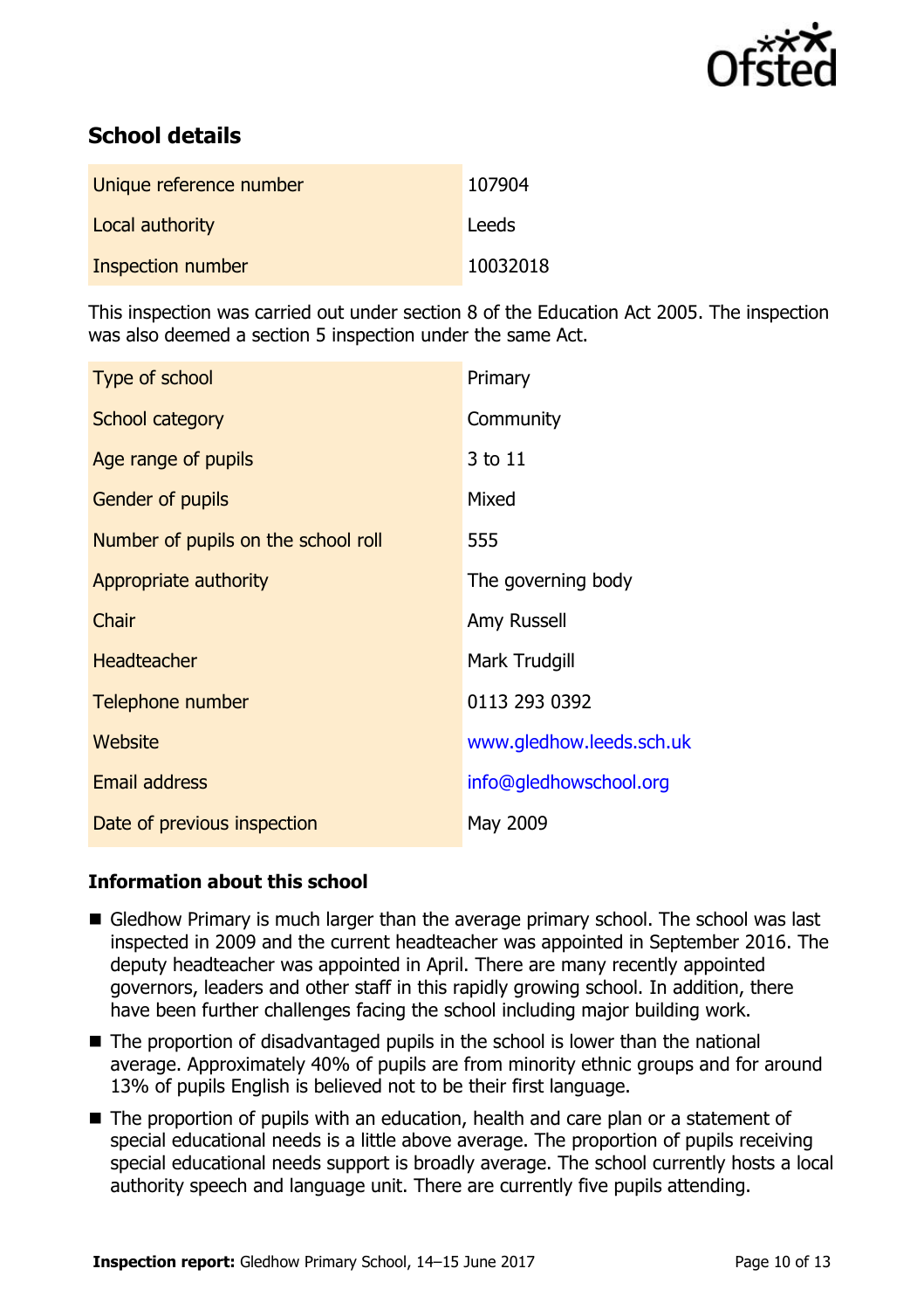## School details

| | |
|---|---|
| Unique reference number | 107904 |
| Local authority | Leeds |
| Inspection number | 10032018 |

This inspection was carried out under section 8 of the Education Act 2005. The inspection was also deemed a section 5 inspection under the same Act.

| | |
|---|---|
| Type of school | Primary |
| School category | Community |
| Age range of pupils | 3 to 11 |
| Gender of pupils | Mixed |
| Number of pupils on the school roll | 555 |
| Appropriate authority | The governing body |
| Chair | Amy Russell |
| Headteacher | Mark Trudgill |
| Telephone number | 0113 293 0392 |
| Website | www.gledhow.leeds.sch.uk |
| Email address | info@gledhowschool.org |
| Date of previous inspection | May 2009 |

### Information about this school

- Gledhow Primary is much larger than the average primary school. The school was last inspected in 2009 and the current headteacher was appointed in September 2016. The deputy headteacher was appointed in April. There are many recently appointed governors, leaders and other staff in this rapidly growing school. In addition, there have been further challenges facing the school including major building work.
- The proportion of disadvantaged pupils in the school is lower than the national average. Approximately 40% of pupils are from minority ethnic groups and for around 13% of pupils English is believed not to be their first language.
- The proportion of pupils with an education, health and care plan or a statement of special educational needs is a little above average. The proportion of pupils receiving special educational needs support is broadly average. The school currently hosts a local authority speech and language unit. There are currently five pupils attending.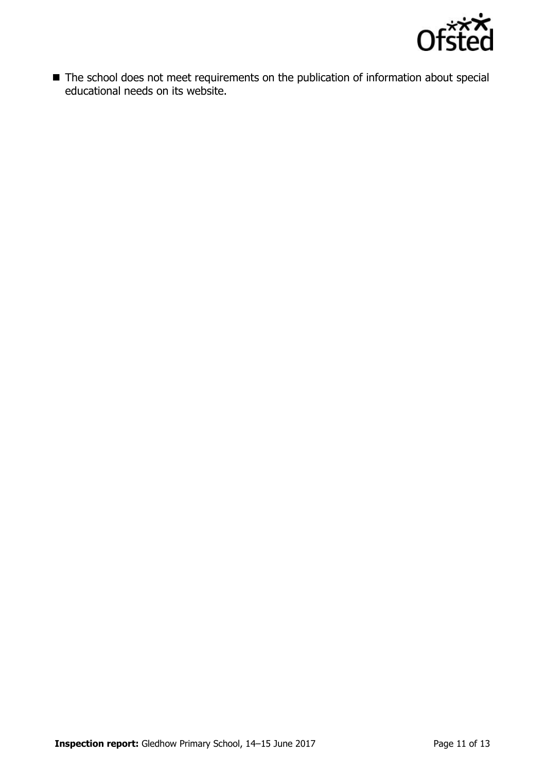- The school does not meet requirements on the publication of information about special educational needs on its website.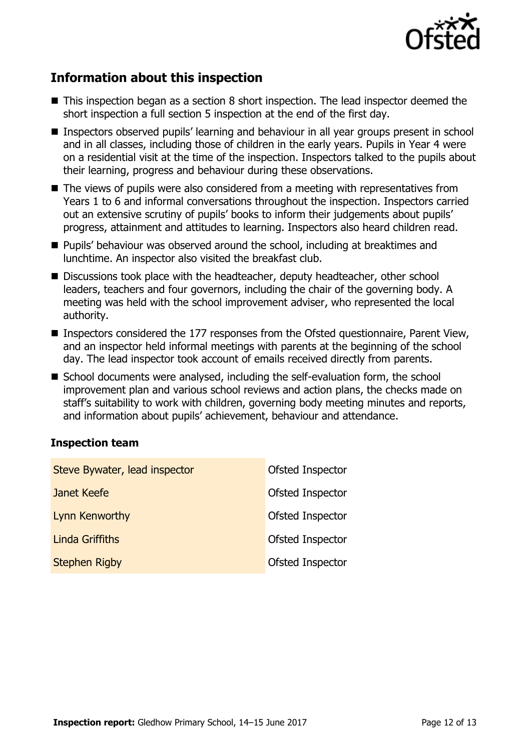## Information about this inspection

- This inspection began as a section 8 short inspection. The lead inspector deemed the short inspection a full section 5 inspection at the end of the first day.
- Inspectors observed pupils' learning and behaviour in all year groups present in school and in all classes, including those of children in the early years. Pupils in Year 4 were on a residential visit at the time of the inspection. Inspectors talked to the pupils about their learning, progress and behaviour during these observations.
- The views of pupils were also considered from a meeting with representatives from Years 1 to 6 and informal conversations throughout the inspection. Inspectors carried out an extensive scrutiny of pupils' books to inform their judgements about pupils' progress, attainment and attitudes to learning. Inspectors also heard children read.
- Pupils' behaviour was observed around the school, including at breaktimes and lunchtime. An inspector also visited the breakfast club.
- Discussions took place with the headteacher, deputy headteacher, other school leaders, teachers and four governors, including the chair of the governing body. A meeting was held with the school improvement adviser, who represented the local authority.
- Inspectors considered the 177 responses from the Ofsted questionnaire, Parent View, and an inspector held informal meetings with parents at the beginning of the school day. The lead inspector took account of emails received directly from parents.
- School documents were analysed, including the self-evaluation form, the school improvement plan and various school reviews and action plans, the checks made on staff's suitability to work with children, governing body meeting minutes and reports, and information about pupils' achievement, behaviour and attendance.

### Inspection team

| | |
|---|---|
| Steve Bywater, lead inspector | Ofsted Inspector |
| Janet Keefe | Ofsted Inspector |
| Lynn Kenworthy | Ofsted Inspector |
| Linda Griffiths | Ofsted Inspector |
| Stephen Rigby | Ofsted Inspector |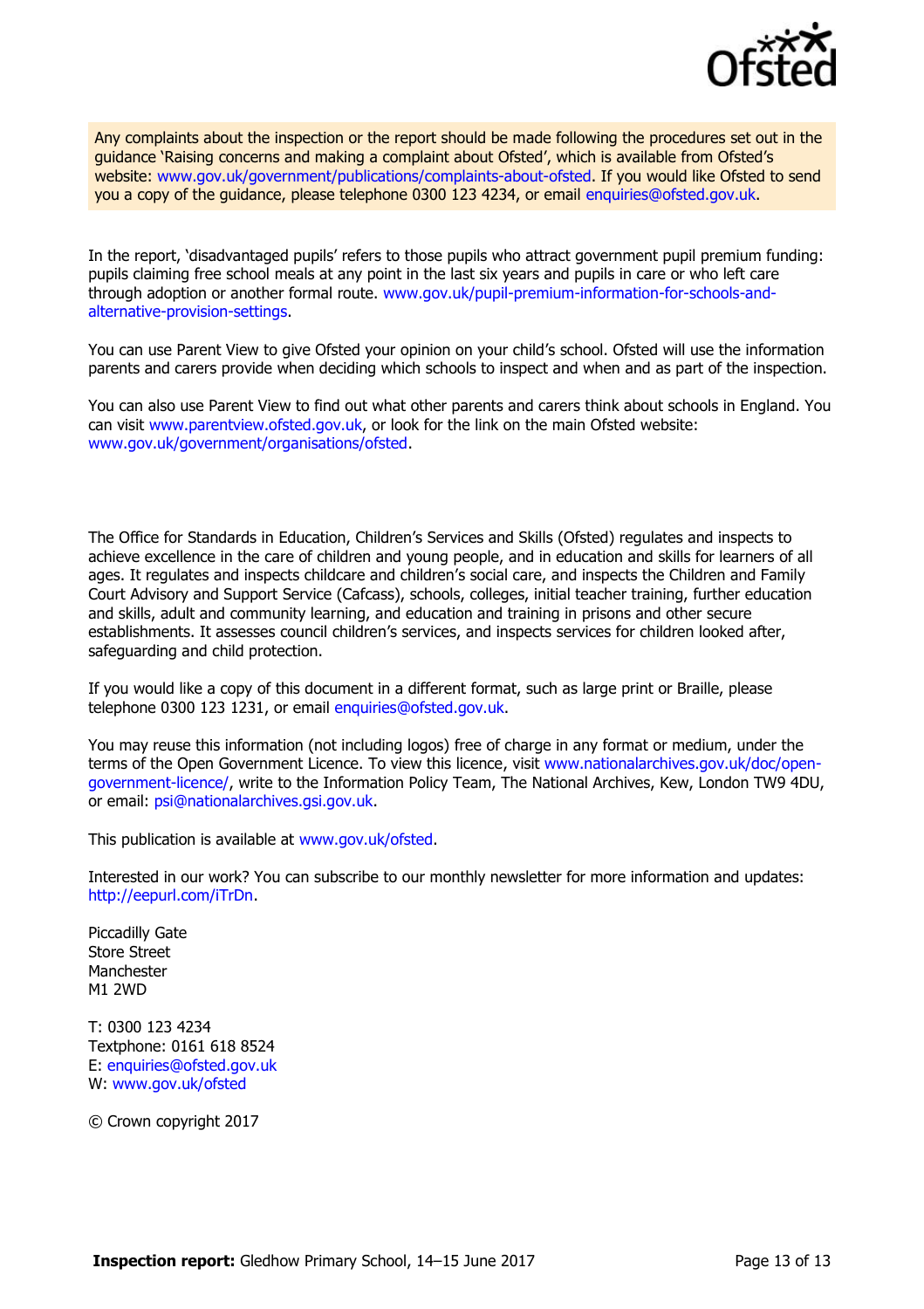Any complaints about the inspection or the report should be made following the procedures set out in the guidance 'Raising concerns and making a complaint about Ofsted', which is available from Ofsted's website: www.gov.uk/government/publications/complaints-about-ofsted. If you would like Ofsted to send you a copy of the guidance, please telephone 0300 123 4234, or email enquiries@ofsted.gov.uk.

In the report, 'disadvantaged pupils' refers to those pupils who attract government pupil premium funding: pupils claiming free school meals at any point in the last six years and pupils in care or who left care through adoption or another formal route. www.gov.uk/pupil-premium-information-for-schools-and-alternative-provision-settings.

You can use Parent View to give Ofsted your opinion on your child's school. Ofsted will use the information parents and carers provide when deciding which schools to inspect and when and as part of the inspection.

You can also use Parent View to find out what other parents and carers think about schools in England. You can visit www.parentview.ofsted.gov.uk, or look for the link on the main Ofsted website: www.gov.uk/government/organisations/ofsted.

The Office for Standards in Education, Children's Services and Skills (Ofsted) regulates and inspects to achieve excellence in the care of children and young people, and in education and skills for learners of all ages. It regulates and inspects childcare and children's social care, and inspects the Children and Family Court Advisory and Support Service (Cafcass), schools, colleges, initial teacher training, further education and skills, adult and community learning, and education and training in prisons and other secure establishments. It assesses council children's services, and inspects services for children looked after, safeguarding and child protection.

If you would like a copy of this document in a different format, such as large print or Braille, please telephone 0300 123 1231, or email enquiries@ofsted.gov.uk.

You may reuse this information (not including logos) free of charge in any format or medium, under the terms of the Open Government Licence. To view this licence, visit www.nationalarchives.gov.uk/doc/open-government-licence/, write to the Information Policy Team, The National Archives, Kew, London TW9 4DU, or email: psi@nationalarchives.gsi.gov.uk.

This publication is available at www.gov.uk/ofsted.

Interested in our work? You can subscribe to our monthly newsletter for more information and updates: http://eepurl.com/iTrDn.

Piccadilly Gate
Store Street
Manchester
M1 2WD

T: 0300 123 4234
Textphone: 0161 618 8524
E: enquiries@ofsted.gov.uk
W: www.gov.uk/ofsted

© Crown copyright 2017